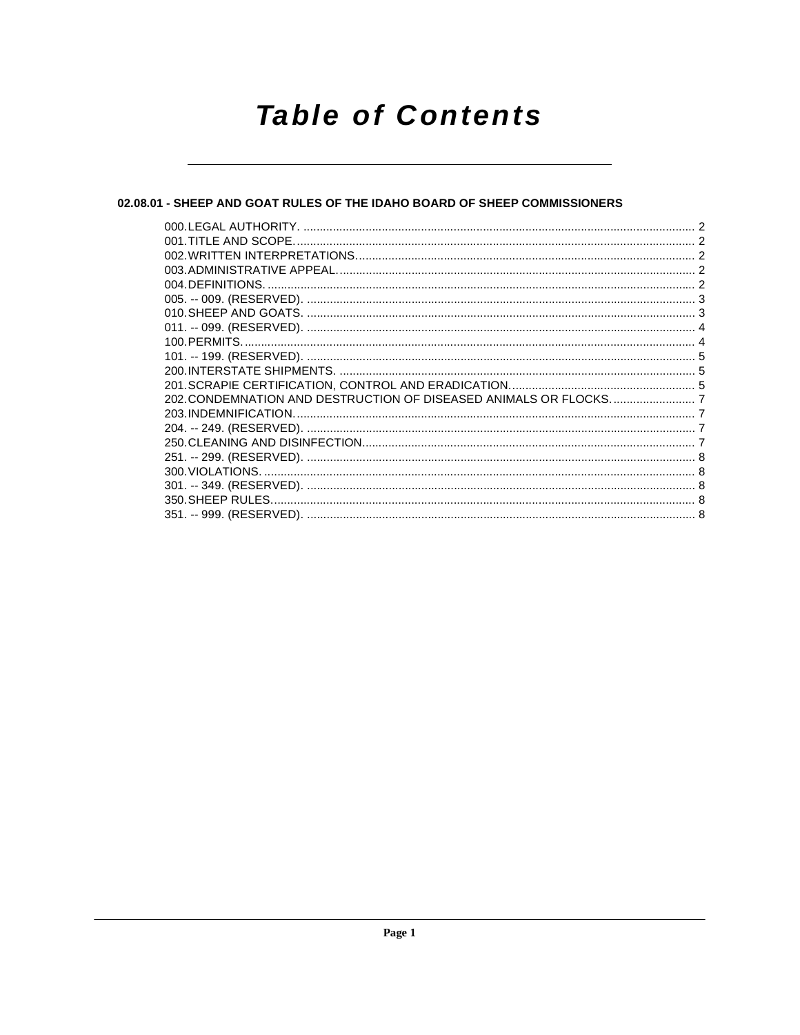# Table of Contents

## 02.08.01 - SHEEP AND GOAT RULES OF THE IDAHO BOARD OF SHEEP COMMISSIONERS

000. LEGAL AUTHORITY. ........................................................................................................................ 2
001. TITLE AND SCOPE. ........................................................................................................................ 2
002. WRITTEN INTERPRETATIONS. ...................................................................................................... 2
003. ADMINISTRATIVE APPEAL. ............................................................................................................ 2
004. DEFINITIONS. .................................................................................................................................. 2
005. -- 009. (RESERVED). ....................................................................................................................... 3
010. SHEEP AND GOATS. ....................................................................................................................... 3
011. -- 099. (RESERVED). ....................................................................................................................... 4
100. PERMITS. ......................................................................................................................................... 4
101. -- 199. (RESERVED). ....................................................................................................................... 5
200. INTERSTATE SHIPMENTS. ............................................................................................................. 5
201. SCRAPIE CERTIFICATION, CONTROL AND ERADICATION. ........................................................ 5
202. CONDEMNATION AND DESTRUCTION OF DISEASED ANIMALS OR FLOCKS. ......................... 7
203. INDEMNIFICATION. .......................................................................................................................... 7
204. -- 249. (RESERVED). ....................................................................................................................... 7
250. CLEANING AND DISINFECTION. ..................................................................................................... 7
251. -- 299. (RESERVED). ....................................................................................................................... 8
300. VIOLATIONS. .................................................................................................................................... 8
301. -- 349. (RESERVED). ....................................................................................................................... 8
350. SHEEP RULES. ................................................................................................................................. 8
351. -- 999. (RESERVED). ....................................................................................................................... 8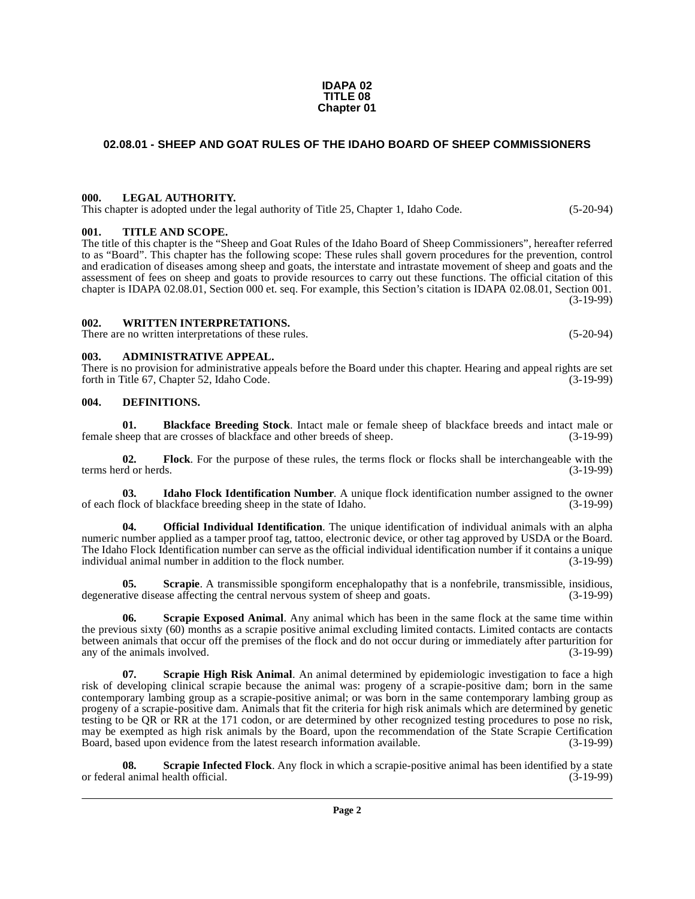**IDAPA 02**
**TITLE 08**
**Chapter 01**

## 02.08.01 - SHEEP AND GOAT RULES OF THE IDAHO BOARD OF SHEEP COMMISSIONERS

### 000. LEGAL AUTHORITY.

This chapter is adopted under the legal authority of Title 25, Chapter 1, Idaho Code. (5-20-94)

### 001. TITLE AND SCOPE.

The title of this chapter is the "Sheep and Goat Rules of the Idaho Board of Sheep Commissioners", hereafter referred to as "Board". This chapter has the following scope: These rules shall govern procedures for the prevention, control and eradication of diseases among sheep and goats, the interstate and intrastate movement of sheep and goats and the assessment of fees on sheep and goats to provide resources to carry out these functions. The official citation of this chapter is IDAPA 02.08.01, Section 000 et. seq. For example, this Section's citation is IDAPA 02.08.01, Section 001. (3-19-99)

### 002. WRITTEN INTERPRETATIONS.

There are no written interpretations of these rules. (5-20-94)

### 003. ADMINISTRATIVE APPEAL.

There is no provision for administrative appeals before the Board under this chapter. Hearing and appeal rights are set forth in Title 67, Chapter 52, Idaho Code. (3-19-99)

### 004. DEFINITIONS.

**01. Blackface Breeding Stock**. Intact male or female sheep of blackface breeds and intact male or female sheep that are crosses of blackface and other breeds of sheep. (3-19-99)

**02. Flock**. For the purpose of these rules, the terms flock or flocks shall be interchangeable with the terms herd or herds. (3-19-99)

**03. Idaho Flock Identification Number**. A unique flock identification number assigned to the owner of each flock of blackface breeding sheep in the state of Idaho. (3-19-99)

**04. Official Individual Identification**. The unique identification of individual animals with an alpha numeric number applied as a tamper proof tag, tattoo, electronic device, or other tag approved by USDA or the Board. The Idaho Flock Identification number can serve as the official individual identification number if it contains a unique individual animal number in addition to the flock number. (3-19-99)

**05. Scrapie**. A transmissible spongiform encephalopathy that is a nonfebrile, transmissible, insidious, degenerative disease affecting the central nervous system of sheep and goats. (3-19-99)

**06. Scrapie Exposed Animal**. Any animal which has been in the same flock at the same time within the previous sixty (60) months as a scrapie positive animal excluding limited contacts. Limited contacts are contacts between animals that occur off the premises of the flock and do not occur during or immediately after parturition for any of the animals involved. (3-19-99)

**07. Scrapie High Risk Animal**. An animal determined by epidemiologic investigation to face a high risk of developing clinical scrapie because the animal was: progeny of a scrapie-positive dam; born in the same contemporary lambing group as a scrapie-positive animal; or was born in the same contemporary lambing group as progeny of a scrapie-positive dam. Animals that fit the criteria for high risk animals which are determined by genetic testing to be QR or RR at the 171 codon, or are determined by other recognized testing procedures to pose no risk, may be exempted as high risk animals by the Board, upon the recommendation of the State Scrapie Certification Board, based upon evidence from the latest research information available. (3-19-99)

**08. Scrapie Infected Flock**. Any flock in which a scrapie-positive animal has been identified by a state or federal animal health official. (3-19-99)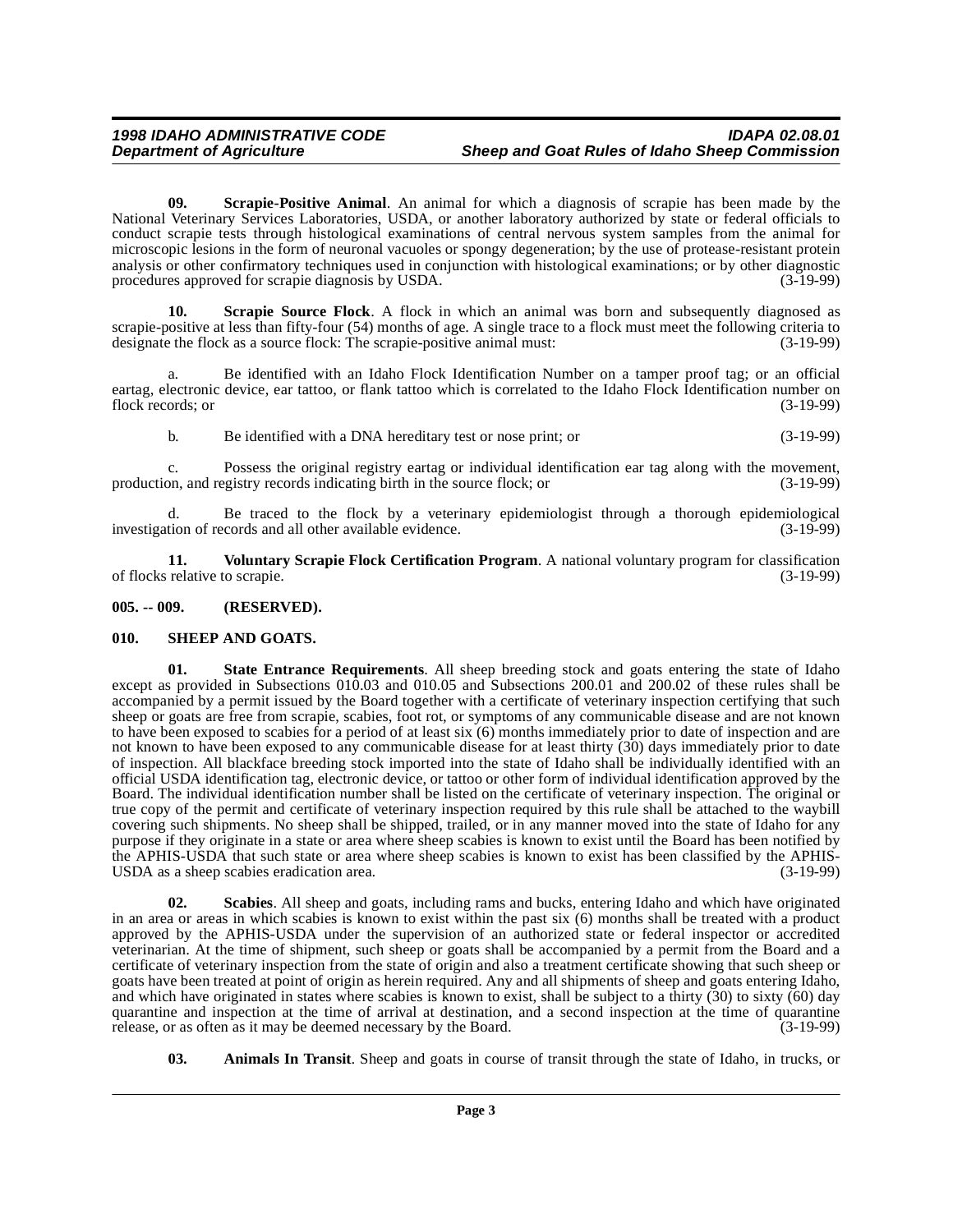**09. Scrapie-Positive Animal**. An animal for which a diagnosis of scrapie has been made by the National Veterinary Services Laboratories, USDA, or another laboratory authorized by state or federal officials to conduct scrapie tests through histological examinations of central nervous system samples from the animal for microscopic lesions in the form of neuronal vacuoles or spongy degeneration; by the use of protease-resistant protein analysis or other confirmatory techniques used in conjunction with histological examinations; or by other diagnostic procedures approved for scrapie diagnosis by USDA. (3-19-99)

**10. Scrapie Source Flock**. A flock in which an animal was born and subsequently diagnosed as scrapie-positive at less than fifty-four (54) months of age. A single trace to a flock must meet the following criteria to designate the flock as a source flock: The scrapie-positive animal must: (3-19-99)

a. Be identified with an Idaho Flock Identification Number on a tamper proof tag; or an official eartag, electronic device, ear tattoo, or flank tattoo which is correlated to the Idaho Flock Identification number on flock records; or (3-19-99)

b. Be identified with a DNA hereditary test or nose print; or (3-19-99)

c. Possess the original registry eartag or individual identification ear tag along with the movement, production, and registry records indicating birth in the source flock; or (3-19-99)

d. Be traced to the flock by a veterinary epidemiologist through a thorough epidemiological investigation of records and all other available evidence. (3-19-99)

**11. Voluntary Scrapie Flock Certification Program**. A national voluntary program for classification of flocks relative to scrapie. (3-19-99)

**005. -- 009. (RESERVED).**

**010. SHEEP AND GOATS.**

**01. State Entrance Requirements**. All sheep breeding stock and goats entering the state of Idaho except as provided in Subsections 010.03 and 010.05 and Subsections 200.01 and 200.02 of these rules shall be accompanied by a permit issued by the Board together with a certificate of veterinary inspection certifying that such sheep or goats are free from scrapie, scabies, foot rot, or symptoms of any communicable disease and are not known to have been exposed to scabies for a period of at least six (6) months immediately prior to date of inspection and are not known to have been exposed to any communicable disease for at least thirty (30) days immediately prior to date of inspection. All blackface breeding stock imported into the state of Idaho shall be individually identified with an official USDA identification tag, electronic device, or tattoo or other form of individual identification approved by the Board. The individual identification number shall be listed on the certificate of veterinary inspection. The original or true copy of the permit and certificate of veterinary inspection required by this rule shall be attached to the waybill covering such shipments. No sheep shall be shipped, trailed, or in any manner moved into the state of Idaho for any purpose if they originate in a state or area where sheep scabies is known to exist until the Board has been notified by the APHIS-USDA that such state or area where sheep scabies is known to exist has been classified by the APHIS-USDA as a sheep scabies eradication area. (3-19-99)

**02. Scabies**. All sheep and goats, including rams and bucks, entering Idaho and which have originated in an area or areas in which scabies is known to exist within the past six (6) months shall be treated with a product approved by the APHIS-USDA under the supervision of an authorized state or federal inspector or accredited veterinarian. At the time of shipment, such sheep or goats shall be accompanied by a permit from the Board and a certificate of veterinary inspection from the state of origin and also a treatment certificate showing that such sheep or goats have been treated at point of origin as herein required. Any and all shipments of sheep and goats entering Idaho, and which have originated in states where scabies is known to exist, shall be subject to a thirty (30) to sixty (60) day quarantine and inspection at the time of arrival at destination, and a second inspection at the time of quarantine release, or as often as it may be deemed necessary by the Board. (3-19-99)

**03. Animals In Transit**. Sheep and goats in course of transit through the state of Idaho, in trucks, or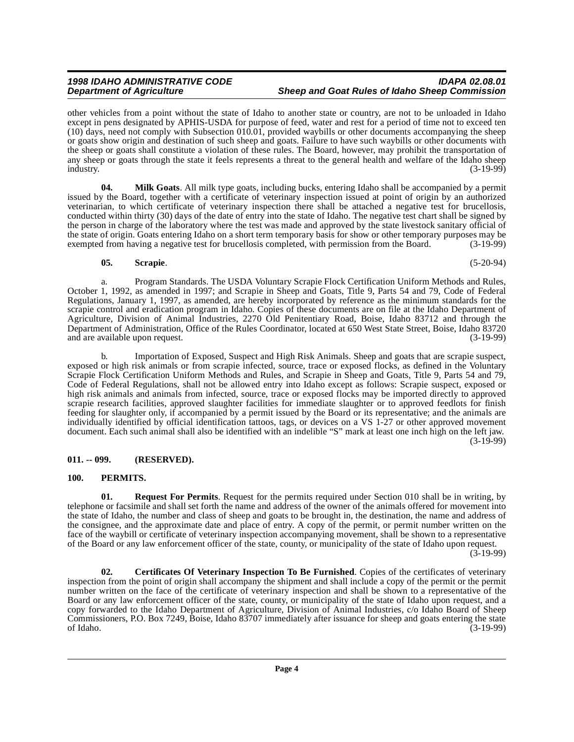other vehicles from a point without the state of Idaho to another state or country, are not to be unloaded in Idaho except in pens designated by APHIS-USDA for purpose of feed, water and rest for a period of time not to exceed ten (10) days, need not comply with Subsection 010.01, provided waybills or other documents accompanying the sheep or goats show origin and destination of such sheep and goats. Failure to have such waybills or other documents with the sheep or goats shall constitute a violation of these rules. The Board, however, may prohibit the transportation of any sheep or goats through the state it feels represents a threat to the general health and welfare of the Idaho sheep industry. (3-19-99)

**04. Milk Goats**. All milk type goats, including bucks, entering Idaho shall be accompanied by a permit issued by the Board, together with a certificate of veterinary inspection issued at point of origin by an authorized veterinarian, to which certificate of veterinary inspection there shall be attached a negative test for brucellosis, conducted within thirty (30) days of the date of entry into the state of Idaho. The negative test chart shall be signed by the person in charge of the laboratory where the test was made and approved by the state livestock sanitary official of the state of origin. Goats entering Idaho on a short term temporary basis for show or other temporary purposes may be exempted from having a negative test for brucellosis completed, with permission from the Board. (3-19-99)

**05. Scrapie**. (5-20-94)

a. Program Standards. The USDA Voluntary Scrapie Flock Certification Uniform Methods and Rules, October 1, 1992, as amended in 1997; and Scrapie in Sheep and Goats, Title 9, Parts 54 and 79, Code of Federal Regulations, January 1, 1997, as amended, are hereby incorporated by reference as the minimum standards for the scrapie control and eradication program in Idaho. Copies of these documents are on file at the Idaho Department of Agriculture, Division of Animal Industries, 2270 Old Penitentiary Road, Boise, Idaho 83712 and through the Department of Administration, Office of the Rules Coordinator, located at 650 West State Street, Boise, Idaho 83720 and are available upon request. (3-19-99)

b. Importation of Exposed, Suspect and High Risk Animals. Sheep and goats that are scrapie suspect, exposed or high risk animals or from scrapie infected, source, trace or exposed flocks, as defined in the Voluntary Scrapie Flock Certification Uniform Methods and Rules, and Scrapie in Sheep and Goats, Title 9, Parts 54 and 79, Code of Federal Regulations, shall not be allowed entry into Idaho except as follows: Scrapie suspect, exposed or high risk animals and animals from infected, source, trace or exposed flocks may be imported directly to approved scrapie research facilities, approved slaughter facilities for immediate slaughter or to approved feedlots for finish feeding for slaughter only, if accompanied by a permit issued by the Board or its representative; and the animals are individually identified by official identification tattoos, tags, or devices on a VS 1-27 or other approved movement document. Each such animal shall also be identified with an indelible "S" mark at least one inch high on the left jaw. (3-19-99)

## 011. -- 099. (RESERVED).

## 100. PERMITS.

**01. Request For Permits**. Request for the permits required under Section 010 shall be in writing, by telephone or facsimile and shall set forth the name and address of the owner of the animals offered for movement into the state of Idaho, the number and class of sheep and goats to be brought in, the destination, the name and address of the consignee, and the approximate date and place of entry. A copy of the permit, or permit number written on the face of the waybill or certificate of veterinary inspection accompanying movement, shall be shown to a representative of the Board or any law enforcement officer of the state, county, or municipality of the state of Idaho upon request. (3-19-99)

**02. Certificates Of Veterinary Inspection To Be Furnished**. Copies of the certificates of veterinary inspection from the point of origin shall accompany the shipment and shall include a copy of the permit or the permit number written on the face of the certificate of veterinary inspection and shall be shown to a representative of the Board or any law enforcement officer of the state, county, or municipality of the state of Idaho upon request, and a copy forwarded to the Idaho Department of Agriculture, Division of Animal Industries, c/o Idaho Board of Sheep Commissioners, P.O. Box 7249, Boise, Idaho 83707 immediately after issuance for sheep and goats entering the state of Idaho. (3-19-99)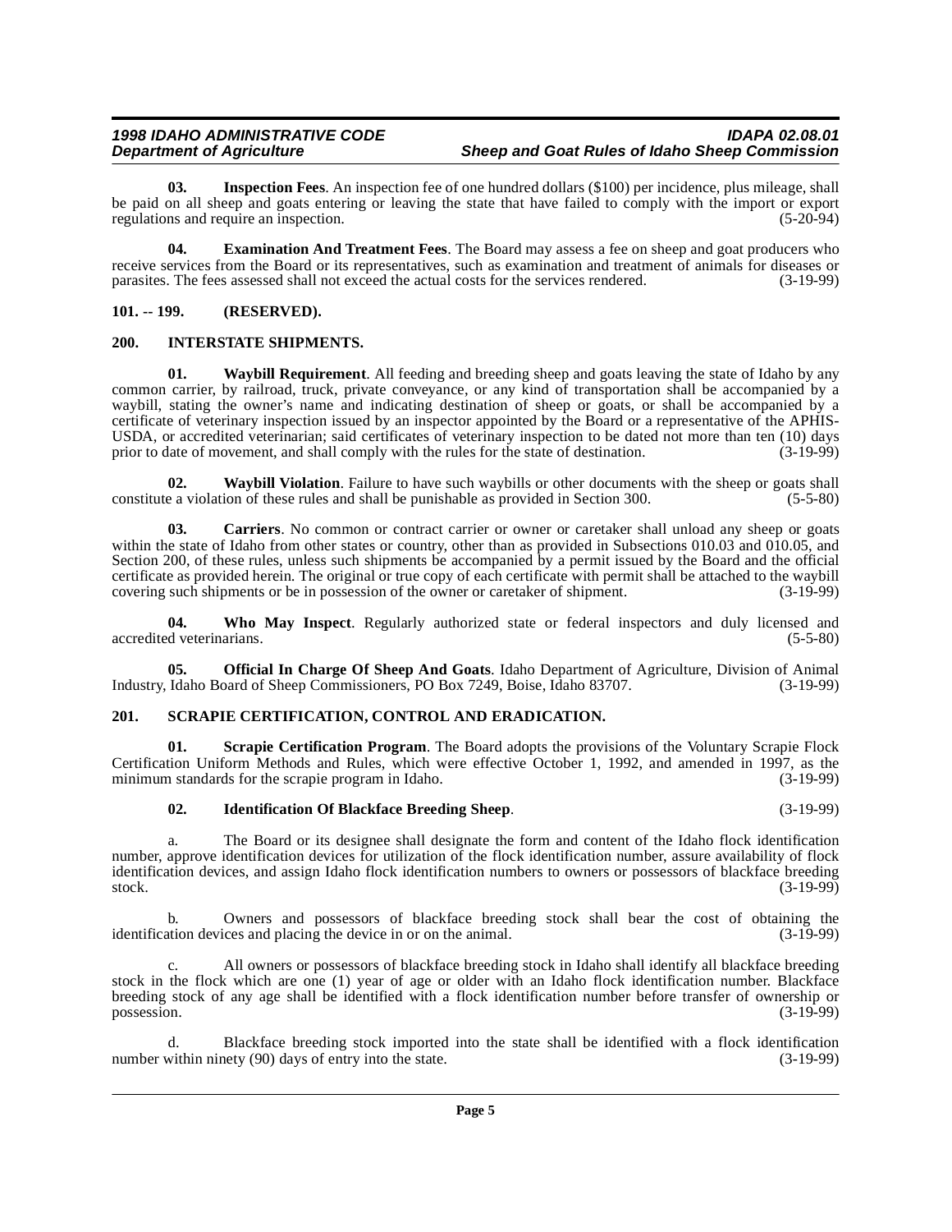**03. Inspection Fees**. An inspection fee of one hundred dollars ($100) per incidence, plus mileage, shall be paid on all sheep and goats entering or leaving the state that have failed to comply with the import or export regulations and require an inspection. (5-20-94)

**04. Examination And Treatment Fees**. The Board may assess a fee on sheep and goat producers who receive services from the Board or its representatives, such as examination and treatment of animals for diseases or parasites. The fees assessed shall not exceed the actual costs for the services rendered. (3-19-99)

## 101. -- 199. (RESERVED).

## 200. INTERSTATE SHIPMENTS.

**01. Waybill Requirement**. All feeding and breeding sheep and goats leaving the state of Idaho by any common carrier, by railroad, truck, private conveyance, or any kind of transportation shall be accompanied by a waybill, stating the owner's name and indicating destination of sheep or goats, or shall be accompanied by a certificate of veterinary inspection issued by an inspector appointed by the Board or a representative of the APHIS-USDA, or accredited veterinarian; said certificates of veterinary inspection to be dated not more than ten (10) days prior to date of movement, and shall comply with the rules for the state of destination. (3-19-99)

**02. Waybill Violation**. Failure to have such waybills or other documents with the sheep or goats shall constitute a violation of these rules and shall be punishable as provided in Section 300. (5-5-80)

**03. Carriers**. No common or contract carrier or owner or caretaker shall unload any sheep or goats within the state of Idaho from other states or country, other than as provided in Subsections 010.03 and 010.05, and Section 200, of these rules, unless such shipments be accompanied by a permit issued by the Board and the official certificate as provided herein. The original or true copy of each certificate with permit shall be attached to the waybill covering such shipments or be in possession of the owner or caretaker of shipment. (3-19-99)

**04. Who May Inspect**. Regularly authorized state or federal inspectors and duly licensed and accredited veterinarians. (5-5-80)

**05. Official In Charge Of Sheep And Goats**. Idaho Department of Agriculture, Division of Animal Industry, Idaho Board of Sheep Commissioners, PO Box 7249, Boise, Idaho 83707. (3-19-99)

## 201. SCRAPIE CERTIFICATION, CONTROL AND ERADICATION.

**01. Scrapie Certification Program**. The Board adopts the provisions of the Voluntary Scrapie Flock Certification Uniform Methods and Rules, which were effective October 1, 1992, and amended in 1997, as the minimum standards for the scrapie program in Idaho. (3-19-99)

**02. Identification Of Blackface Breeding Sheep**. (3-19-99)

a. The Board or its designee shall designate the form and content of the Idaho flock identification number, approve identification devices for utilization of the flock identification number, assure availability of flock identification devices, and assign Idaho flock identification numbers to owners or possessors of blackface breeding stock. (3-19-99)

b. Owners and possessors of blackface breeding stock shall bear the cost of obtaining the identification devices and placing the device in or on the animal. (3-19-99)

c. All owners or possessors of blackface breeding stock in Idaho shall identify all blackface breeding stock in the flock which are one (1) year of age or older with an Idaho flock identification number. Blackface breeding stock of any age shall be identified with a flock identification number before transfer of ownership or possession. (3-19-99)

d. Blackface breeding stock imported into the state shall be identified with a flock identification number within ninety (90) days of entry into the state. (3-19-99)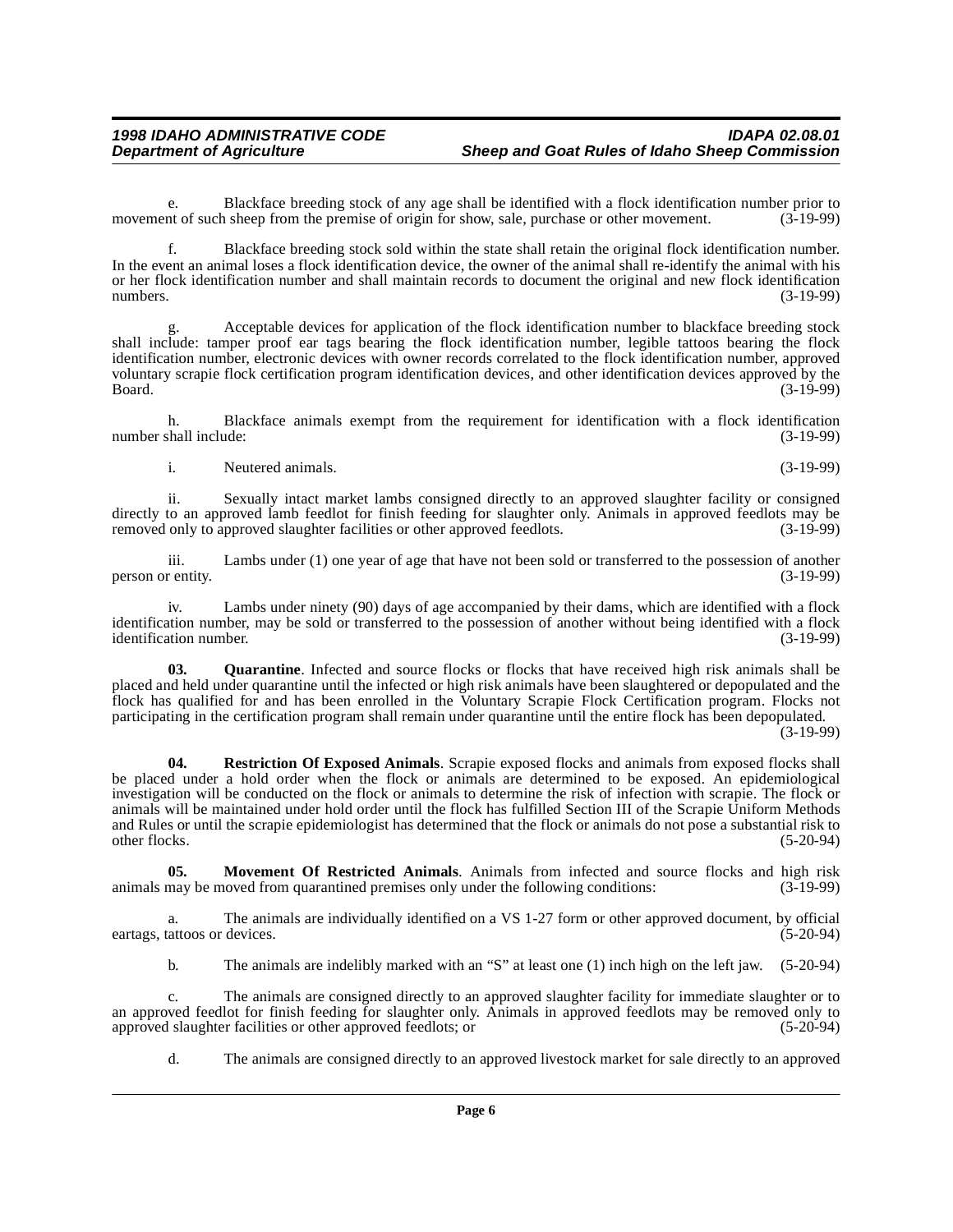e. Blackface breeding stock of any age shall be identified with a flock identification number prior to movement of such sheep from the premise of origin for show, sale, purchase or other movement. (3-19-99)

f. Blackface breeding stock sold within the state shall retain the original flock identification number. In the event an animal loses a flock identification device, the owner of the animal shall re-identify the animal with his or her flock identification number and shall maintain records to document the original and new flock identification numbers. (3-19-99)

g. Acceptable devices for application of the flock identification number to blackface breeding stock shall include: tamper proof ear tags bearing the flock identification number, legible tattoos bearing the flock identification number, electronic devices with owner records correlated to the flock identification number, approved voluntary scrapie flock certification program identification devices, and other identification devices approved by the Board. (3-19-99)

h. Blackface animals exempt from the requirement for identification with a flock identification number shall include: (3-19-99)

i. Neutered animals. (3-19-99)

ii. Sexually intact market lambs consigned directly to an approved slaughter facility or consigned directly to an approved lamb feedlot for finish feeding for slaughter only. Animals in approved feedlots may be removed only to approved slaughter facilities or other approved feedlots. (3-19-99)

iii. Lambs under (1) one year of age that have not been sold or transferred to the possession of another person or entity. (3-19-99)

iv. Lambs under ninety (90) days of age accompanied by their dams, which are identified with a flock identification number, may be sold or transferred to the possession of another without being identified with a flock identification number. (3-19-99)

**03. Quarantine**. Infected and source flocks or flocks that have received high risk animals shall be placed and held under quarantine until the infected or high risk animals have been slaughtered or depopulated and the flock has qualified for and has been enrolled in the Voluntary Scrapie Flock Certification program. Flocks not participating in the certification program shall remain under quarantine until the entire flock has been depopulated. (3-19-99)

**04. Restriction Of Exposed Animals**. Scrapie exposed flocks and animals from exposed flocks shall be placed under a hold order when the flock or animals are determined to be exposed. An epidemiological investigation will be conducted on the flock or animals to determine the risk of infection with scrapie. The flock or animals will be maintained under hold order until the flock has fulfilled Section III of the Scrapie Uniform Methods and Rules or until the scrapie epidemiologist has determined that the flock or animals do not pose a substantial risk to other flocks. (5-20-94)

**05. Movement Of Restricted Animals**. Animals from infected and source flocks and high risk animals may be moved from quarantined premises only under the following conditions: (3-19-99)

a. The animals are individually identified on a VS 1-27 form or other approved document, by official eartags, tattoos or devices. (5-20-94)

b. The animals are indelibly marked with an "S" at least one (1) inch high on the left jaw. (5-20-94)

c. The animals are consigned directly to an approved slaughter facility for immediate slaughter or to an approved feedlot for finish feeding for slaughter only. Animals in approved feedlots may be removed only to approved slaughter facilities or other approved feedlots; or (5-20-94)

d. The animals are consigned directly to an approved livestock market for sale directly to an approved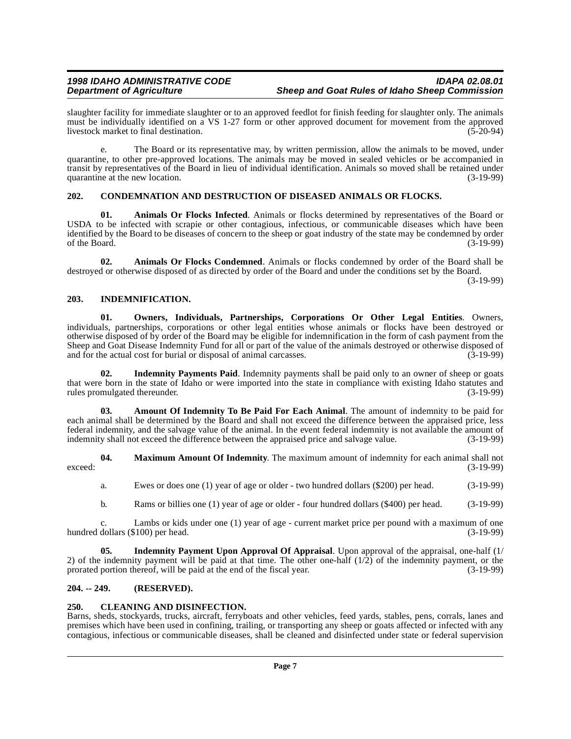slaughter facility for immediate slaughter or to an approved feedlot for finish feeding for slaughter only. The animals must be individually identified on a VS 1-27 form or other approved document for movement from the approved livestock market to final destination. (5-20-94)

e. The Board or its representative may, by written permission, allow the animals to be moved, under quarantine, to other pre-approved locations. The animals may be moved in sealed vehicles or be accompanied in transit by representatives of the Board in lieu of individual identification. Animals so moved shall be retained under quarantine at the new location. (3-19-99)

## 202. CONDEMNATION AND DESTRUCTION OF DISEASED ANIMALS OR FLOCKS.

**01. Animals Or Flocks Infected**. Animals or flocks determined by representatives of the Board or USDA to be infected with scrapie or other contagious, infectious, or communicable diseases which have been identified by the Board to be diseases of concern to the sheep or goat industry of the state may be condemned by order of the Board. (3-19-99)

**02. Animals Or Flocks Condemned**. Animals or flocks condemned by order of the Board shall be destroyed or otherwise disposed of as directed by order of the Board and under the conditions set by the Board. (3-19-99)

## 203. INDEMNIFICATION.

**01. Owners, Individuals, Partnerships, Corporations Or Other Legal Entities**. Owners, individuals, partnerships, corporations or other legal entities whose animals or flocks have been destroyed or otherwise disposed of by order of the Board may be eligible for indemnification in the form of cash payment from the Sheep and Goat Disease Indemnity Fund for all or part of the value of the animals destroyed or otherwise disposed of and for the actual cost for burial or disposal of animal carcasses. (3-19-99)

**02. Indemnity Payments Paid**. Indemnity payments shall be paid only to an owner of sheep or goats that were born in the state of Idaho or were imported into the state in compliance with existing Idaho statutes and rules promulgated thereunder. (3-19-99)

**03. Amount Of Indemnity To Be Paid For Each Animal**. The amount of indemnity to be paid for each animal shall be determined by the Board and shall not exceed the difference between the appraised price, less federal indemnity, and the salvage value of the animal. In the event federal indemnity is not available the amount of indemnity shall not exceed the difference between the appraised price and salvage value. (3-19-99)

**04. Maximum Amount Of Indemnity**. The maximum amount of indemnity for each animal shall not exceed: (3-19-99)

a. Ewes or does one (1) year of age or older - two hundred dollars ($200) per head. (3-19-99)

b. Rams or billies one (1) year of age or older - four hundred dollars ($400) per head. (3-19-99)

c. Lambs or kids under one (1) year of age - current market price per pound with a maximum of one hundred dollars ($100) per head. (3-19-99)

**05. Indemnity Payment Upon Approval Of Appraisal**. Upon approval of the appraisal, one-half (1/2) of the indemnity payment will be paid at that time. The other one-half (1/2) of the indemnity payment, or the prorated portion thereof, will be paid at the end of the fiscal year. (3-19-99)

## 204. -- 249. (RESERVED).

## 250. CLEANING AND DISINFECTION.

Barns, sheds, stockyards, trucks, aircraft, ferryboats and other vehicles, feed yards, stables, pens, corrals, lanes and premises which have been used in confining, trailing, or transporting any sheep or goats affected or infected with any contagious, infectious or communicable diseases, shall be cleaned and disinfected under state or federal supervision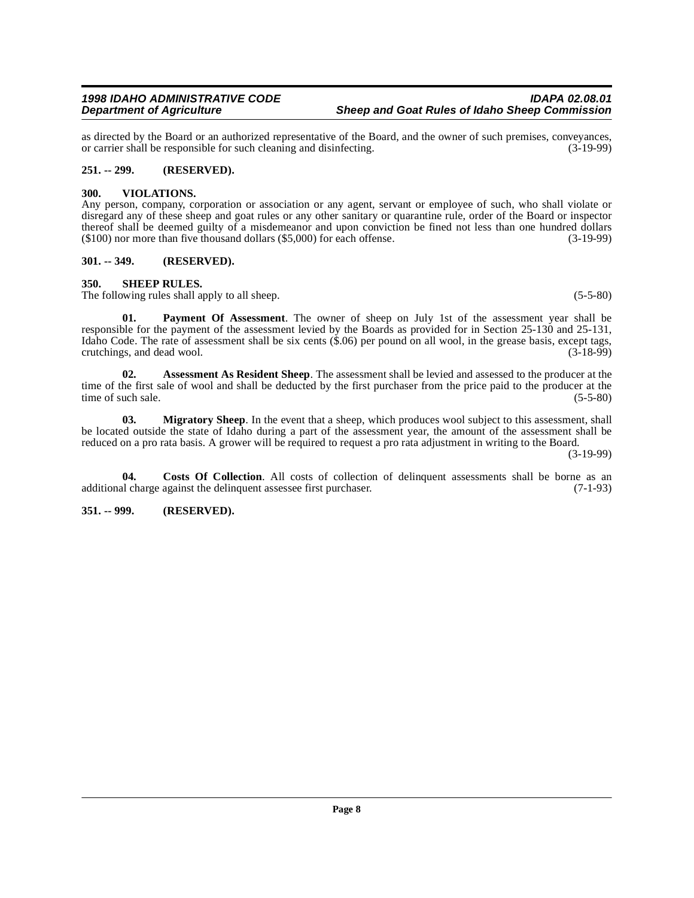as directed by the Board or an authorized representative of the Board, and the owner of such premises, conveyances, or carrier shall be responsible for such cleaning and disinfecting. (3-19-99)

**251. -- 299. (RESERVED).**

**300. VIOLATIONS.**

Any person, company, corporation or association or any agent, servant or employee of such, who shall violate or disregard any of these sheep and goat rules or any other sanitary or quarantine rule, order of the Board or inspector thereof shall be deemed guilty of a misdemeanor and upon conviction be fined not less than one hundred dollars ($100) nor more than five thousand dollars ($5,000) for each offense. (3-19-99)

**301. -- 349. (RESERVED).**

**350. SHEEP RULES.**

The following rules shall apply to all sheep. (5-5-80)

**01. Payment Of Assessment**. The owner of sheep on July 1st of the assessment year shall be responsible for the payment of the assessment levied by the Boards as provided for in Section 25-130 and 25-131, Idaho Code. The rate of assessment shall be six cents ($.06) per pound on all wool, in the grease basis, except tags, crutchings, and dead wool. (3-18-99)

**02. Assessment As Resident Sheep**. The assessment shall be levied and assessed to the producer at the time of the first sale of wool and shall be deducted by the first purchaser from the price paid to the producer at the time of such sale. (5-5-80)

**03. Migratory Sheep**. In the event that a sheep, which produces wool subject to this assessment, shall be located outside the state of Idaho during a part of the assessment year, the amount of the assessment shall be reduced on a pro rata basis. A grower will be required to request a pro rata adjustment in writing to the Board. (3-19-99)

**04. Costs Of Collection**. All costs of collection of delinquent assessments shall be borne as an additional charge against the delinquent assessee first purchaser. (7-1-93)

**351. -- 999. (RESERVED).**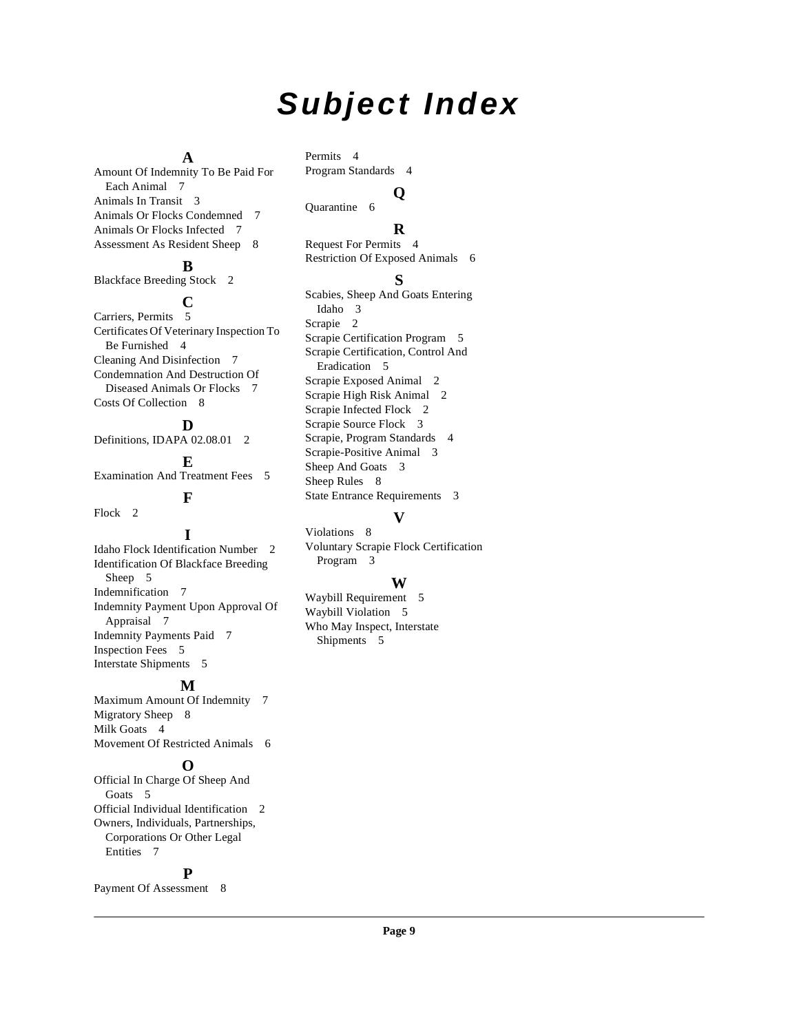# Subject Index

## A

Amount Of Indemnity To Be Paid For Each Animal 7
Animals In Transit 3
Animals Or Flocks Condemned 7
Animals Or Flocks Infected 7
Assessment As Resident Sheep 8

## B

Blackface Breeding Stock 2

## C

Carriers, Permits 5
Certificates Of Veterinary Inspection To Be Furnished 4
Cleaning And Disinfection 7
Condemnation And Destruction Of Diseased Animals Or Flocks 7
Costs Of Collection 8

## D

Definitions, IDAPA 02.08.01 2

## E

Examination And Treatment Fees 5

## F

Flock 2

## I

Idaho Flock Identification Number 2
Identification Of Blackface Breeding Sheep 5
Indemnification 7
Indemnity Payment Upon Approval Of Appraisal 7
Indemnity Payments Paid 7
Inspection Fees 5
Interstate Shipments 5

## M

Maximum Amount Of Indemnity 7
Migratory Sheep 8
Milk Goats 4
Movement Of Restricted Animals 6

## O

Official In Charge Of Sheep And Goats 5
Official Individual Identification 2
Owners, Individuals, Partnerships, Corporations Or Other Legal Entities 7

## P

Payment Of Assessment 8
Permits 4
Program Standards 4

## Q

Quarantine 6

## R

Request For Permits 4
Restriction Of Exposed Animals 6

## S

Scabies, Sheep And Goats Entering Idaho 3
Scrapie 2
Scrapie Certification Program 5
Scrapie Certification, Control And Eradication 5
Scrapie Exposed Animal 2
Scrapie High Risk Animal 2
Scrapie Infected Flock 2
Scrapie Source Flock 3
Scrapie, Program Standards 4
Scrapie-Positive Animal 3
Sheep And Goats 3
Sheep Rules 8
State Entrance Requirements 3

## V

Violations 8
Voluntary Scrapie Flock Certification Program 3

## W

Waybill Requirement 5
Waybill Violation 5
Who May Inspect, Interstate Shipments 5